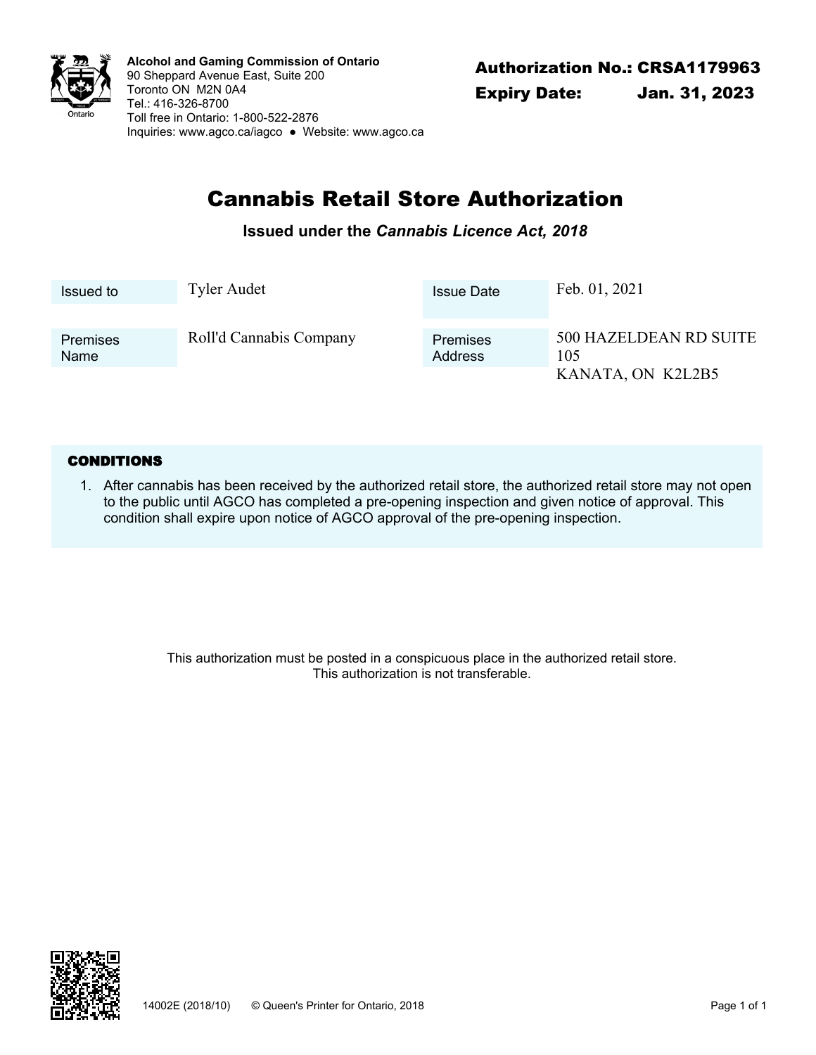**Alcohol and Gaming Commission of Ontario**
90 Sheppard Avenue East, Suite 200
Toronto ON M2N 0A4
Tel.: 416-326-8700
Toll free in Ontario: 1-800-522-2876
Inquiries: www.agco.ca/iagco ● Website: www.agco.ca

**Authorization No.: CRSA1179963**
**Expiry Date: Jan. 31, 2023**

# Cannabis Retail Store Authorization

**Issued under the *Cannabis Licence Act, 2018***

| | | | |
|---|---|---|---|
| Issued to | Tyler Audet | Issue Date | Feb. 01, 2021 |
| Premises Name | Roll'd Cannabis Company | Premises Address | 500 HAZELDEAN RD SUITE 105<br>KANATA, ON K2L2B5 |

**CONDITIONS**

1. After cannabis has been received by the authorized retail store, the authorized retail store may not open to the public until AGCO has completed a pre-opening inspection and given notice of approval. This condition shall expire upon notice of AGCO approval of the pre-opening inspection.

This authorization must be posted in a conspicuous place in the authorized retail store.
This authorization is not transferable.

14002E (2018/10) © Queen's Printer for Ontario, 2018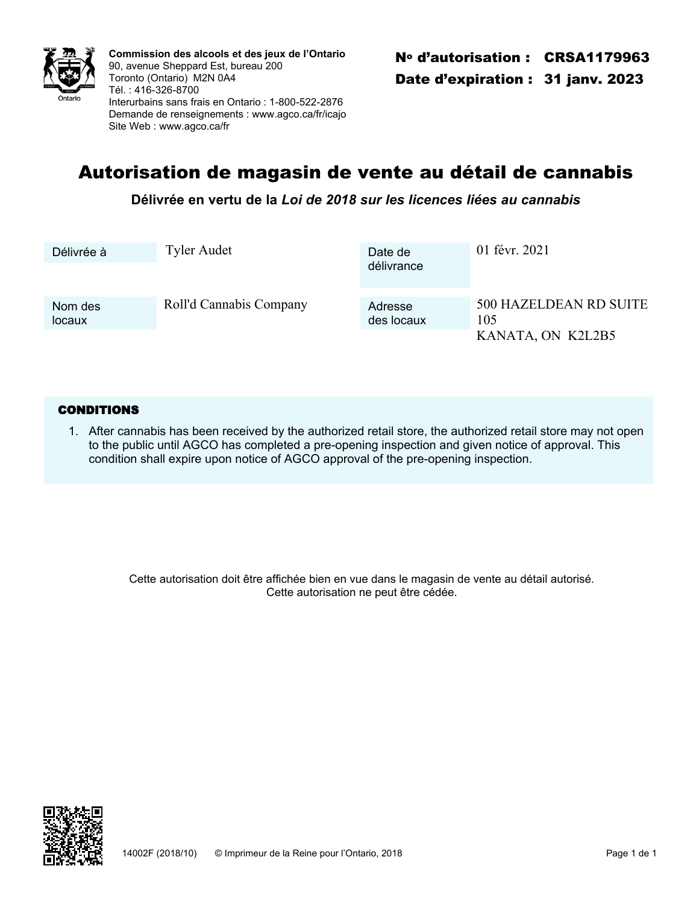**Commission des alcools et des jeux de l'Ontario**
90, avenue Sheppard Est, bureau 200
Toronto (Ontario) M2N 0A4
Tél. : 416-326-8700
Interurbains sans frais en Ontario : 1-800-522-2876
Demande de renseignements : www.agco.ca/fr/icajo
Site Web : www.agco.ca/fr

**Nº d'autorisation : CRSA1179963**
**Date d'expiration : 31 janv. 2023**

# Autorisation de magasin de vente au détail de cannabis

**Délivrée en vertu de la *Loi de 2018 sur les licences liées au cannabis***

| | | | |
|---|---|---|---|
| Délivrée à | Tyler Audet | Date de délivrance | 01 févr. 2021 |
| Nom des locaux | Roll'd Cannabis Company | Adresse des locaux | 500 HAZELDEAN RD SUITE 105<br>KANATA, ON K2L2B5 |

**CONDITIONS**

1. After cannabis has been received by the authorized retail store, the authorized retail store may not open to the public until AGCO has completed a pre-opening inspection and given notice of approval. This condition shall expire upon notice of AGCO approval of the pre-opening inspection.

Cette autorisation doit être affichée bien en vue dans le magasin de vente au détail autorisé.
Cette autorisation ne peut être cédée.

14002F (2018/10) © Imprimeur de la Reine pour l'Ontario, 2018